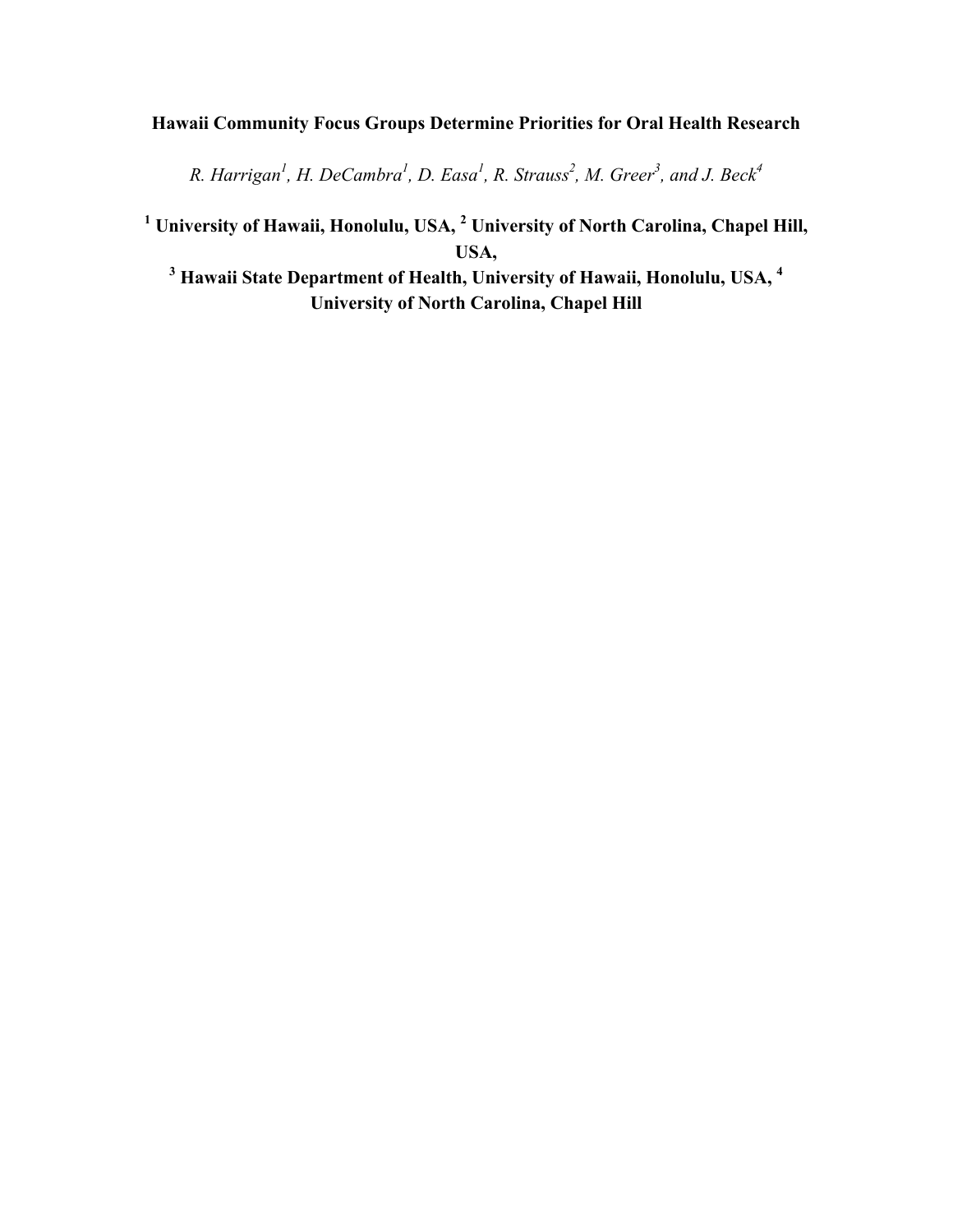# Hawaii Community Focus Groups Determine Priorities for Oral Health Research

*R. Harrigan[1], H. DeCambra[1], D. Easa[1], R. Strauss[2], M. Greer[3], and J. Beck[4]*

**[1] University of Hawaii, Honolulu, USA, [2] University of North Carolina, Chapel Hill, USA,**
**[3] Hawaii State Department of Health, University of Hawaii, Honolulu, USA, [4] University of North Carolina, Chapel Hill**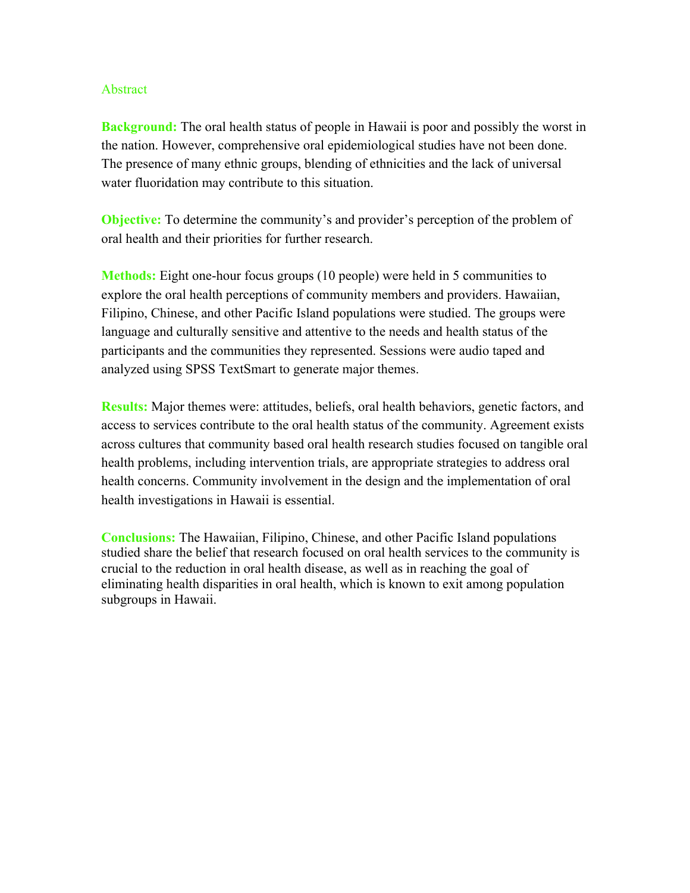## Abstract

**Background:** The oral health status of people in Hawaii is poor and possibly the worst in the nation. However, comprehensive oral epidemiological studies have not been done. The presence of many ethnic groups, blending of ethnicities and the lack of universal water fluoridation may contribute to this situation.

**Objective:** To determine the community's and provider's perception of the problem of oral health and their priorities for further research.

**Methods:** Eight one-hour focus groups (10 people) were held in 5 communities to explore the oral health perceptions of community members and providers. Hawaiian, Filipino, Chinese, and other Pacific Island populations were studied. The groups were language and culturally sensitive and attentive to the needs and health status of the participants and the communities they represented. Sessions were audio taped and analyzed using SPSS TextSmart to generate major themes.

**Results:** Major themes were: attitudes, beliefs, oral health behaviors, genetic factors, and access to services contribute to the oral health status of the community. Agreement exists across cultures that community based oral health research studies focused on tangible oral health problems, including intervention trials, are appropriate strategies to address oral health concerns. Community involvement in the design and the implementation of oral health investigations in Hawaii is essential.

**Conclusions:** The Hawaiian, Filipino, Chinese, and other Pacific Island populations studied share the belief that research focused on oral health services to the community is crucial to the reduction in oral health disease, as well as in reaching the goal of eliminating health disparities in oral health, which is known to exit among population subgroups in Hawaii.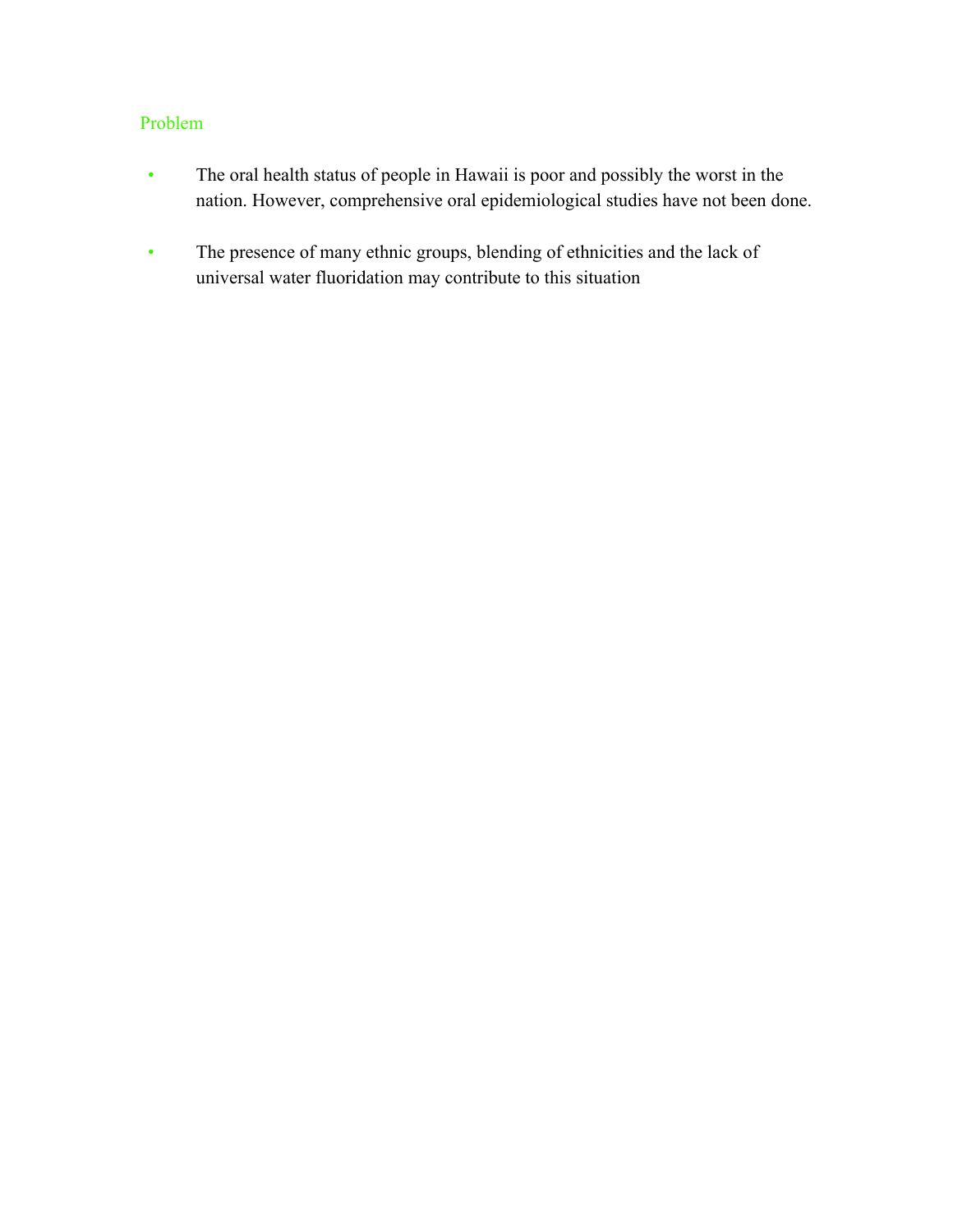## Problem

- The oral health status of people in Hawaii is poor and possibly the worst in the nation. However, comprehensive oral epidemiological studies have not been done.

- The presence of many ethnic groups, blending of ethnicities and the lack of universal water fluoridation may contribute to this situation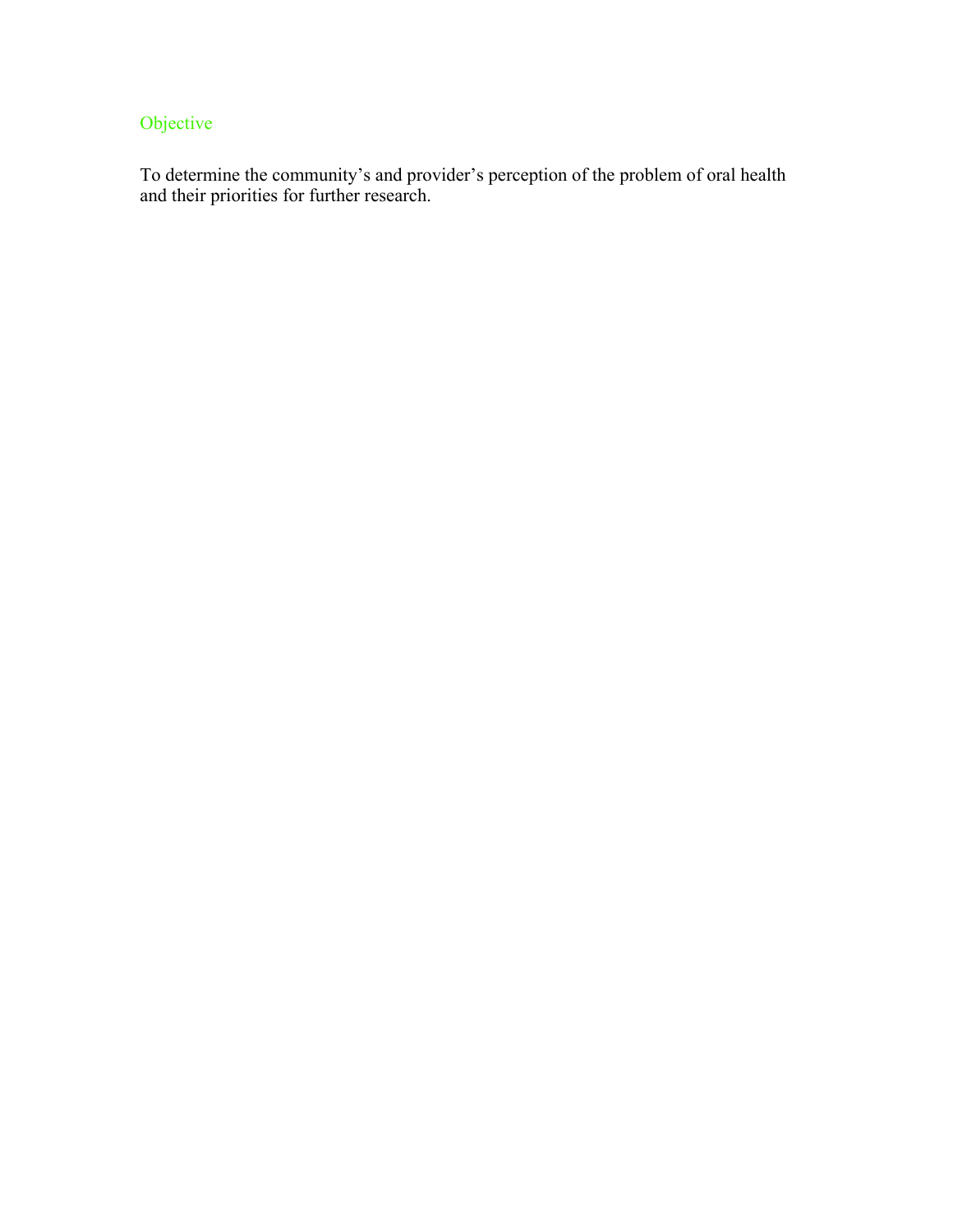## Objective

To determine the community's and provider's perception of the problem of oral health and their priorities for further research.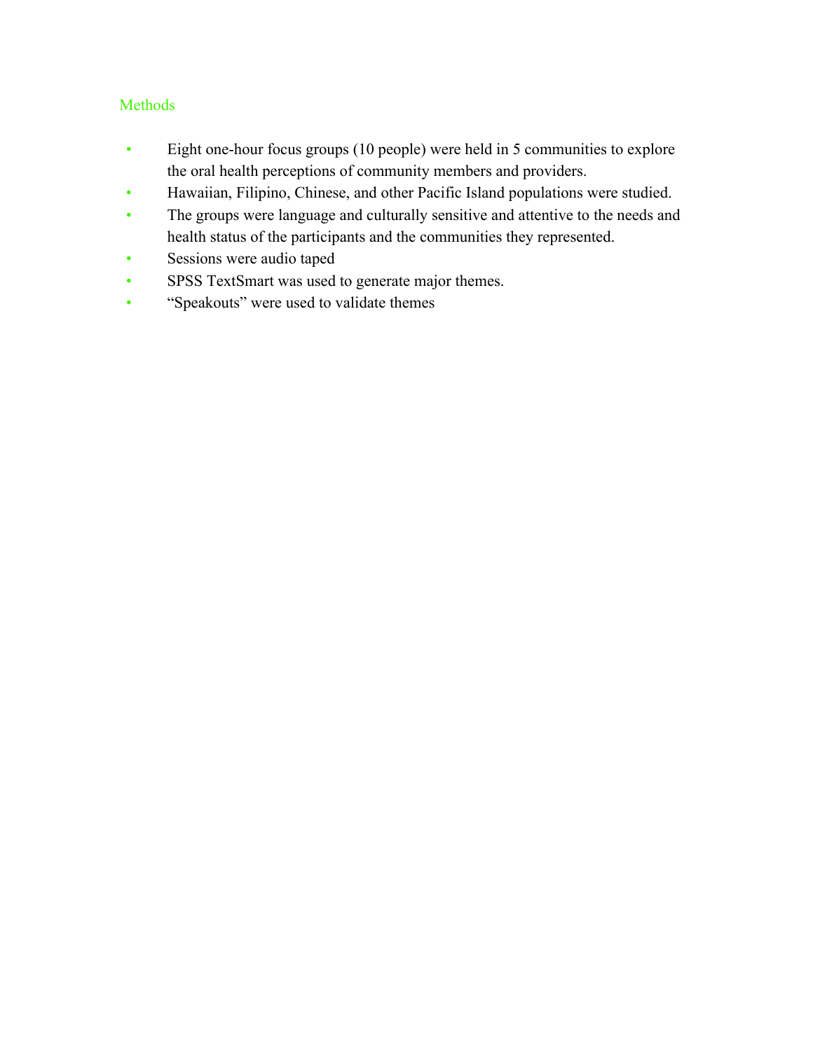## Methods

- Eight one-hour focus groups (10 people) were held in 5 communities to explore the oral health perceptions of community members and providers.
- Hawaiian, Filipino, Chinese, and other Pacific Island populations were studied.
- The groups were language and culturally sensitive and attentive to the needs and health status of the participants and the communities they represented.
- Sessions were audio taped
- SPSS TextSmart was used to generate major themes.
- "Speakouts" were used to validate themes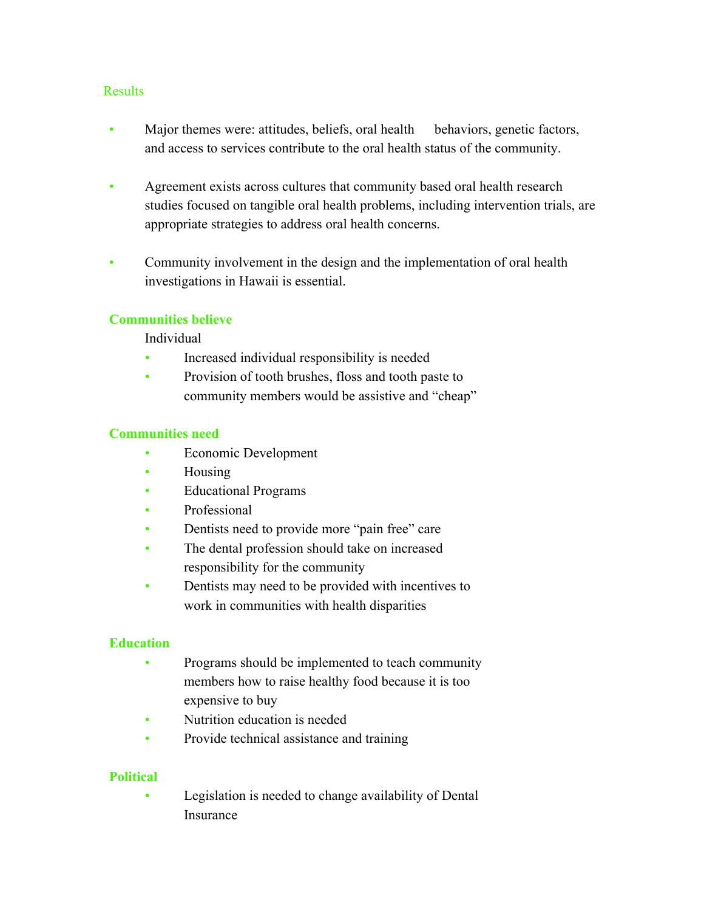## Results

- Major themes were: attitudes, beliefs, oral health behaviors, genetic factors, and access to services contribute to the oral health status of the community.
- Agreement exists across cultures that community based oral health research studies focused on tangible oral health problems, including intervention trials, are appropriate strategies to address oral health concerns.
- Community involvement in the design and the implementation of oral health investigations in Hawaii is essential.

### Communities believe

Individual

- Increased individual responsibility is needed
- Provision of tooth brushes, floss and tooth paste to community members would be assistive and "cheap"

### Communities need

- Economic Development
- Housing
- Educational Programs
- Professional
- Dentists need to provide more "pain free" care
- The dental profession should take on increased responsibility for the community
- Dentists may need to be provided with incentives to work in communities with health disparities

### Education

- Programs should be implemented to teach community members how to raise healthy food because it is too expensive to buy
- Nutrition education is needed
- Provide technical assistance and training

### Political

- Legislation is needed to change availability of Dental Insurance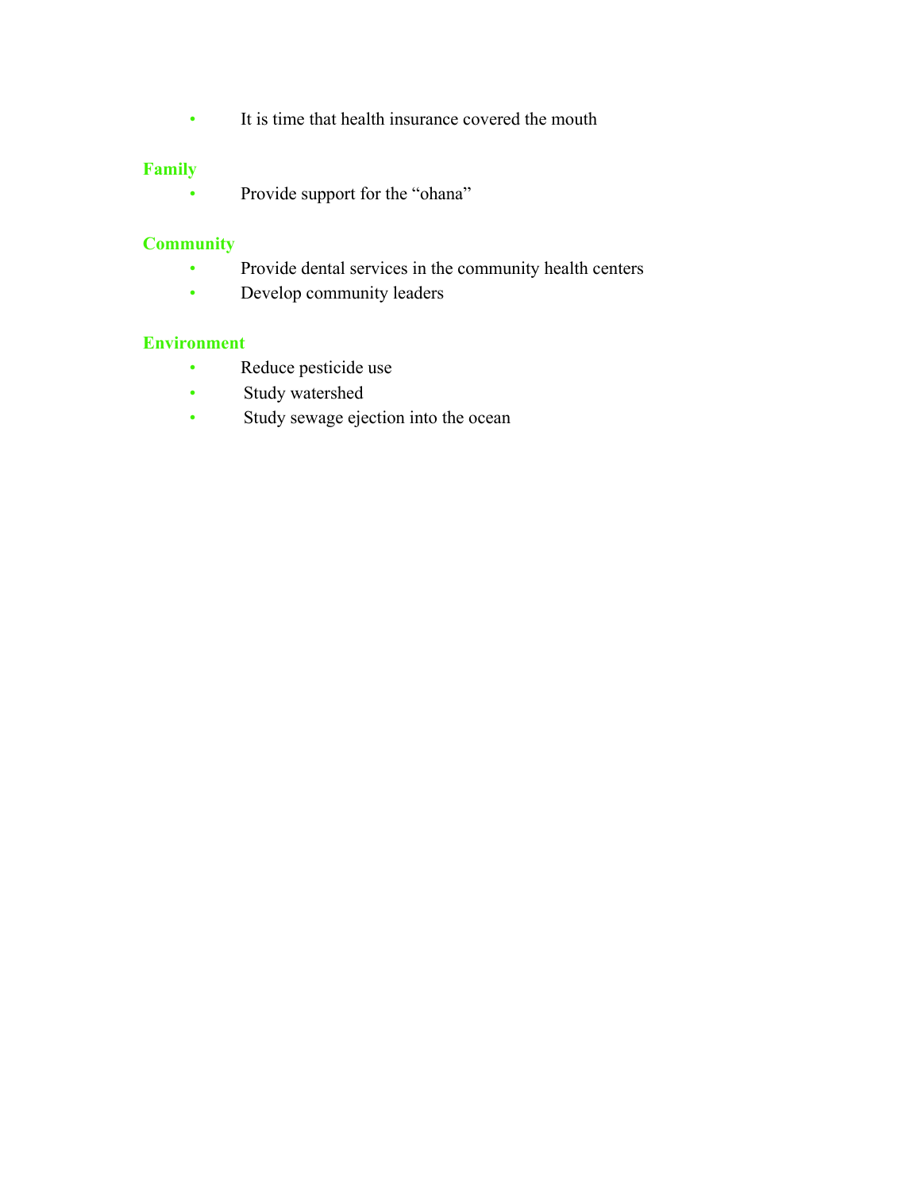- It is time that health insurance covered the mouth

**Family**

- Provide support for the "ohana"

**Community**

- Provide dental services in the community health centers
- Develop community leaders

**Environment**

- Reduce pesticide use
- Study watershed
- Study sewage ejection into the ocean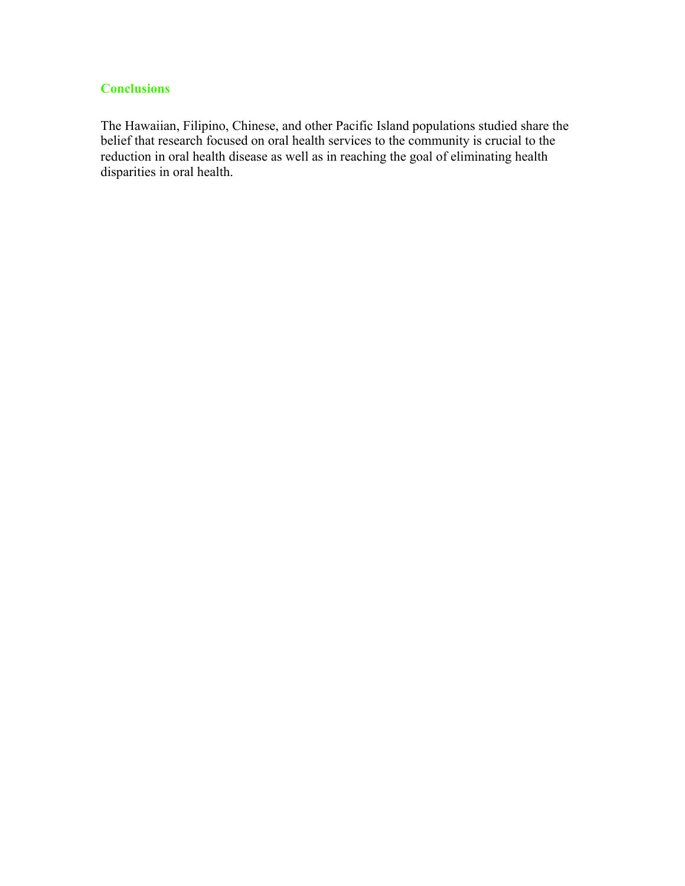## Conclusions

The Hawaiian, Filipino, Chinese, and other Pacific Island populations studied share the belief that research focused on oral health services to the community is crucial to the reduction in oral health disease as well as in reaching the goal of eliminating health disparities in oral health.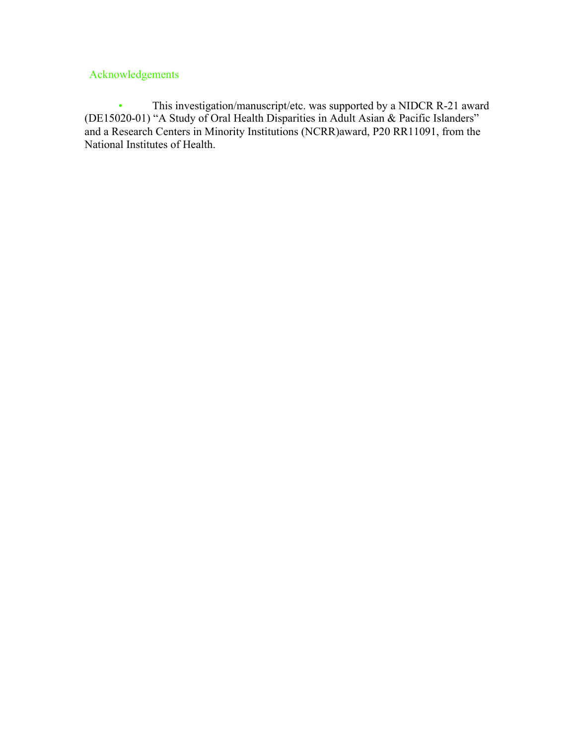## Acknowledgements

- This investigation/manuscript/etc. was supported by a NIDCR R-21 award (DE15020-01) “A Study of Oral Health Disparities in Adult Asian & Pacific Islanders” and a Research Centers in Minority Institutions (NCRR)award, P20 RR11091, from the National Institutes of Health.